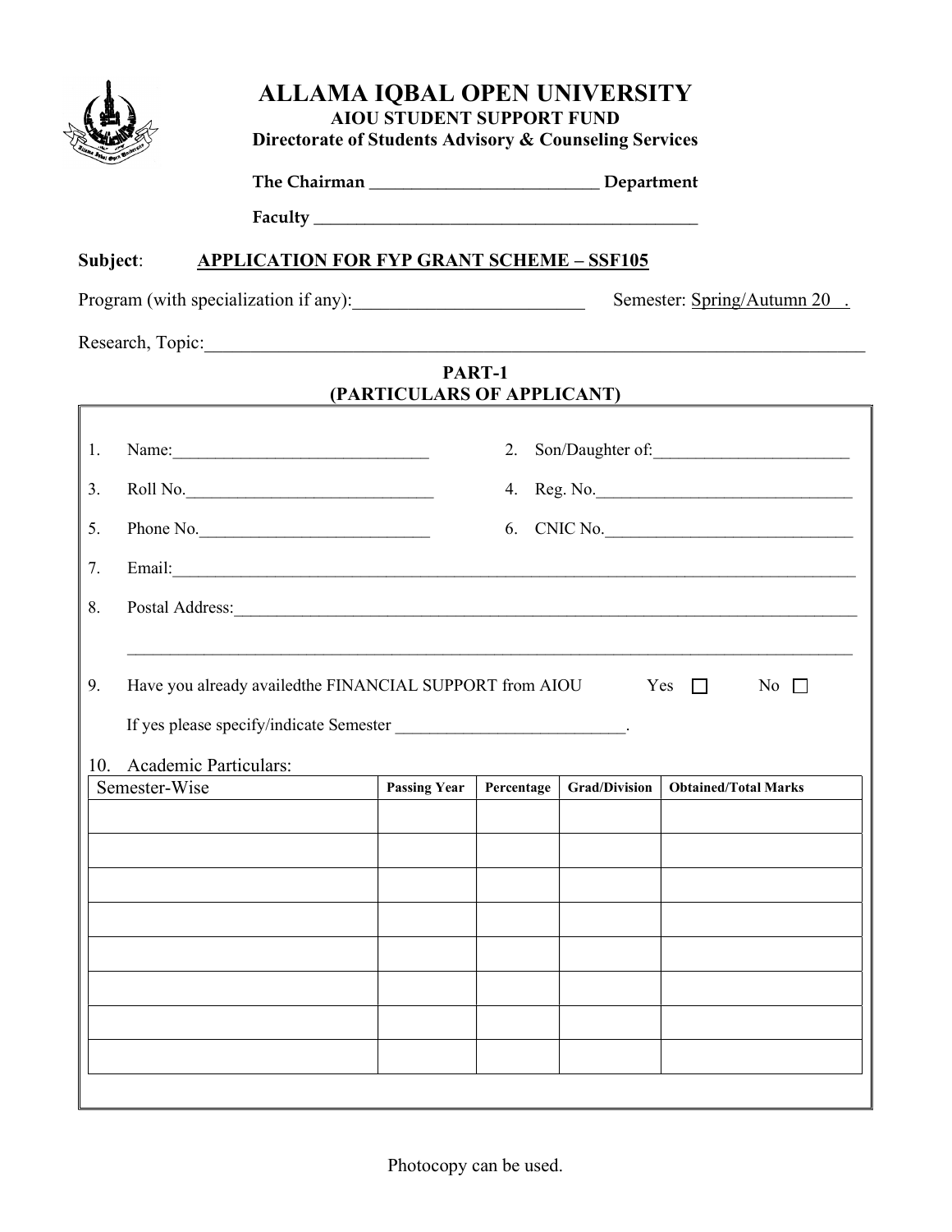# ALLAMA IQBAL OPEN UNIVERSITY

**AIOU STUDENT SUPPORT FUND**

**Directorate of Students Advisory & Counseling Services**

**The Chairman \_\_\_\_\_\_\_\_\_\_\_\_\_\_\_\_\_\_\_\_\_\_\_\_\_\_ Department**

**Faculty \_\_\_\_\_\_\_\_\_\_\_\_\_\_\_\_\_\_\_\_\_\_\_\_\_\_\_\_\_\_\_\_\_\_\_\_\_\_\_\_\_\_\_**

**Subject**: **APPLICATION FOR FYP GRANT SCHEME – SSF105**

Program (with specialization if any):\_\_\_\_\_\_\_\_\_\_\_\_\_\_\_\_\_\_\_\_\_\_\_\_\_ Semester: Spring/Autumn 20 .

Research, Topic:\_\_\_\_\_\_\_\_\_\_\_\_\_\_\_\_\_\_\_\_\_\_\_\_\_\_\_\_\_\_\_\_\_\_\_\_\_\_\_\_\_\_\_\_\_\_\_\_\_\_\_\_\_\_\_\_\_\_\_\_\_\_\_\_\_\_\_\_

## PART-1
## (PARTICULARS OF APPLICANT)

1. Name:\_\_\_\_\_\_\_\_\_\_\_\_\_\_\_\_\_\_\_\_\_\_\_\_\_\_\_\_\_\_
2. Son/Daughter of:\_\_\_\_\_\_\_\_\_\_\_\_\_\_\_\_\_\_\_\_\_\_\_
3. Roll No.\_\_\_\_\_\_\_\_\_\_\_\_\_\_\_\_\_\_\_\_\_\_\_\_\_\_\_\_\_\_
4. Reg. No.\_\_\_\_\_\_\_\_\_\_\_\_\_\_\_\_\_\_\_\_\_\_\_\_\_\_\_\_\_\_
5. Phone No.\_\_\_\_\_\_\_\_\_\_\_\_\_\_\_\_\_\_\_\_\_\_\_\_\_\_\_
6. CNIC No.\_\_\_\_\_\_\_\_\_\_\_\_\_\_\_\_\_\_\_\_\_\_\_\_\_\_\_\_\_\_
7. Email:\_\_\_\_\_\_\_\_\_\_\_\_\_\_\_\_\_\_\_\_\_\_\_\_\_\_\_\_\_\_\_\_\_\_\_\_\_\_\_\_\_\_\_\_\_\_\_\_\_\_\_\_\_\_\_\_\_\_\_\_\_\_\_\_\_\_\_\_\_\_\_\_\_\_\_\_\_\_\_\_\_\_\_\_
8. Postal Address:\_\_\_\_\_\_\_\_\_\_\_\_\_\_\_\_\_\_\_\_\_\_\_\_\_\_\_\_\_\_\_\_\_\_\_\_\_\_\_\_\_\_\_\_\_\_\_\_\_\_\_\_\_\_\_\_\_\_\_\_\_\_\_\_\_\_\_\_\_\_\_\_\_\_

   \_\_\_\_\_\_\_\_\_\_\_\_\_\_\_\_\_\_\_\_\_\_\_\_\_\_\_\_\_\_\_\_\_\_\_\_\_\_\_\_\_\_\_\_\_\_\_\_\_\_\_\_\_\_\_\_\_\_\_\_\_\_\_\_\_\_\_\_\_\_\_\_\_\_\_\_\_\_\_\_\_\_\_\_\_\_\_\_

9. Have you already availedthe FINANCIAL SUPPORT from AIOU Yes ☐ No ☐

   If yes please specify/indicate Semester \_\_\_\_\_\_\_\_\_\_\_\_\_\_\_\_\_\_\_\_\_\_\_\_\_\_\_.

10. Academic Particulars:

| Semester-Wise | Passing Year | Percentage | Grad/Division | Obtained/Total Marks |
|---|---|---|---|---|
| | | | | |
| | | | | |
| | | | | |
| | | | | |
| | | | | |
| | | | | |
| | | | | |
| | | | | |

Photocopy can be used.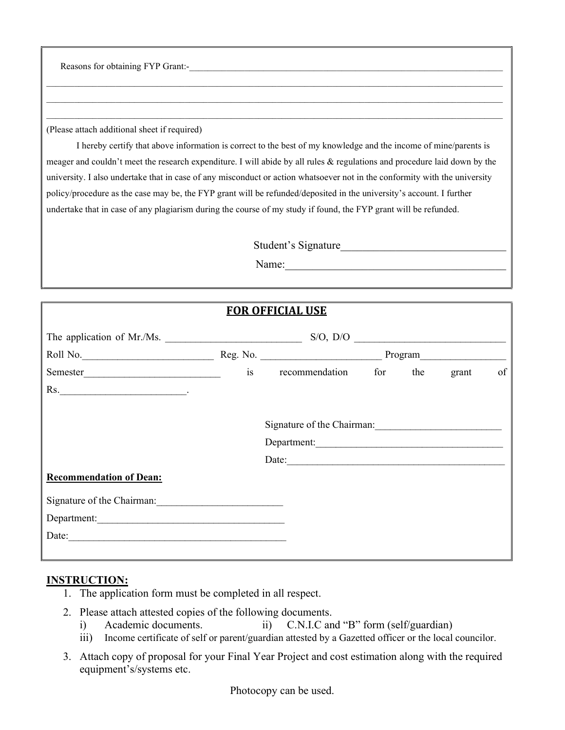Reasons for obtaining FYP Grant:-\_\_\_\_\_\_\_\_\_\_\_\_\_\_\_\_\_\_\_\_\_\_\_\_\_\_\_\_\_\_\_\_\_\_\_\_\_\_\_\_\_\_\_\_\_\_\_\_\_\_\_\_\_\_\_\_\_\_\_\_\_\_\_\_

\_\_\_\_\_\_\_\_\_\_\_\_\_\_\_\_\_\_\_\_\_\_\_\_\_\_\_\_\_\_\_\_\_\_\_\_\_\_\_\_\_\_\_\_\_\_\_\_\_\_\_\_\_\_\_\_\_\_\_\_\_\_\_\_\_\_\_\_\_\_\_\_\_\_\_\_\_\_\_\_\_\_\_\_\_\_\_\_

\_\_\_\_\_\_\_\_\_\_\_\_\_\_\_\_\_\_\_\_\_\_\_\_\_\_\_\_\_\_\_\_\_\_\_\_\_\_\_\_\_\_\_\_\_\_\_\_\_\_\_\_\_\_\_\_\_\_\_\_\_\_\_\_\_\_\_\_\_\_\_\_\_\_\_\_\_\_\_\_\_\_\_\_\_\_\_\_

\_\_\_\_\_\_\_\_\_\_\_\_\_\_\_\_\_\_\_\_\_\_\_\_\_\_\_\_\_\_\_\_\_\_\_\_\_\_\_\_\_\_\_\_\_\_\_\_\_\_\_\_\_\_\_\_\_\_\_\_\_\_\_\_\_\_\_\_\_\_\_\_\_\_\_\_\_\_\_\_\_\_\_\_\_\_\_\_

(Please attach additional sheet if required)

I hereby certify that above information is correct to the best of my knowledge and the income of mine/parents is meager and couldn't meet the research expenditure. I will abide by all rules & regulations and procedure laid down by the university. I also undertake that in case of any misconduct or action whatsoever not in the conformity with the university policy/procedure as the case may be, the FYP grant will be refunded/deposited in the university's account. I further undertake that in case of any plagiarism during the course of my study if found, the FYP grant will be refunded.

Student's Signature\_\_\_\_\_\_\_\_\_\_\_\_\_\_\_\_\_\_\_\_\_\_\_\_\_\_\_\_\_\_

Name:\_\_\_\_\_\_\_\_\_\_\_\_\_\_\_\_\_\_\_\_\_\_\_\_\_\_\_\_\_\_\_\_\_\_\_\_\_\_\_\_

## FOR OFFICIAL USE

The application of Mr./Ms. \_\_\_\_\_\_\_\_\_\_\_\_\_\_\_\_\_\_\_\_\_\_\_\_\_\_ S/O, D/O \_\_\_\_\_\_\_\_\_\_\_\_\_\_\_\_\_\_\_\_\_\_\_\_\_\_\_\_\_\_

Roll No.\_\_\_\_\_\_\_\_\_\_\_\_\_\_\_\_\_\_\_\_\_\_\_\_\_\_ Reg. No. \_\_\_\_\_\_\_\_\_\_\_\_\_\_\_\_\_\_\_\_\_\_\_\_ Program\_\_\_\_\_\_\_\_\_\_\_\_\_\_\_\_\_

Semester\_\_\_\_\_\_\_\_\_\_\_\_\_\_\_\_\_\_\_\_\_\_\_\_\_\_ is recommendation for the grant of Rs.\_\_\_\_\_\_\_\_\_\_\_\_\_\_\_\_\_\_\_\_\_\_\_\_\_.

Signature of the Chairman:\_\_\_\_\_\_\_\_\_\_\_\_\_\_\_\_\_\_\_\_\_\_\_\_\_

Department:\_\_\_\_\_\_\_\_\_\_\_\_\_\_\_\_\_\_\_\_\_\_\_\_\_\_\_\_\_\_\_\_\_\_\_\_\_

Date:\_\_\_\_\_\_\_\_\_\_\_\_\_\_\_\_\_\_\_\_\_\_\_\_\_\_\_\_\_\_\_\_\_\_\_\_\_\_\_\_\_\_\_

**Recommendation of Dean:**

Signature of the Chairman:\_\_\_\_\_\_\_\_\_\_\_\_\_\_\_\_\_\_\_\_\_\_\_\_\_

Department:\_\_\_\_\_\_\_\_\_\_\_\_\_\_\_\_\_\_\_\_\_\_\_\_\_\_\_\_\_\_\_\_\_\_\_\_\_

Date:\_\_\_\_\_\_\_\_\_\_\_\_\_\_\_\_\_\_\_\_\_\_\_\_\_\_\_\_\_\_\_\_\_\_\_\_\_\_\_\_\_\_\_

**INSTRUCTION:**

1. The application form must be completed in all respect.
2. Please attach attested copies of the following documents.
   - i) Academic documents.
   - ii) C.N.I.C and "B" form (self/guardian)
   - iii) Income certificate of self or parent/guardian attested by a Gazetted officer or the local councilor.
3. Attach copy of proposal for your Final Year Project and cost estimation along with the required equipment's/systems etc.

Photocopy can be used.